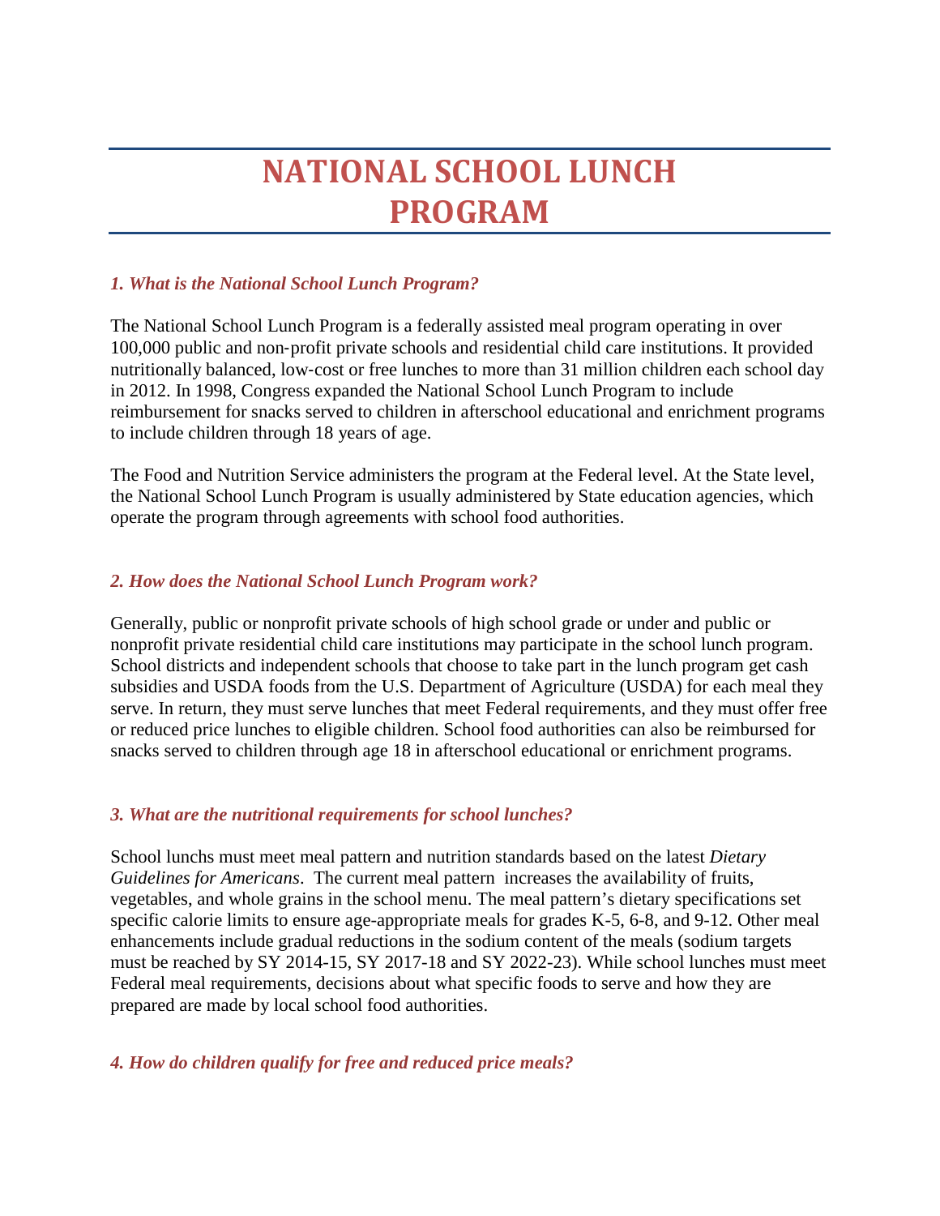# NATIONAL SCHOOL LUNCH PROGRAM

### *1. What is the National School Lunch Program?*

The National School Lunch Program is a federally assisted meal program operating in over 100,000 public and non-profit private schools and residential child care institutions. It provided nutritionally balanced, low-cost or free lunches to more than 31 million children each school day in 2012. In 1998, Congress expanded the National School Lunch Program to include reimbursement for snacks served to children in afterschool educational and enrichment programs to include children through 18 years of age.

The Food and Nutrition Service administers the program at the Federal level. At the State level, the National School Lunch Program is usually administered by State education agencies, which operate the program through agreements with school food authorities.

### *2. How does the National School Lunch Program work?*

Generally, public or nonprofit private schools of high school grade or under and public or nonprofit private residential child care institutions may participate in the school lunch program. School districts and independent schools that choose to take part in the lunch program get cash subsidies and USDA foods from the U.S. Department of Agriculture (USDA) for each meal they serve. In return, they must serve lunches that meet Federal requirements, and they must offer free or reduced price lunches to eligible children. School food authorities can also be reimbursed for snacks served to children through age 18 in afterschool educational or enrichment programs.

### *3. What are the nutritional requirements for school lunches?*

School lunchs must meet meal pattern and nutrition standards based on the latest *Dietary Guidelines for Americans*. The current meal pattern increases the availability of fruits, vegetables, and whole grains in the school menu. The meal pattern's dietary specifications set specific calorie limits to ensure age-appropriate meals for grades K-5, 6-8, and 9-12. Other meal enhancements include gradual reductions in the sodium content of the meals (sodium targets must be reached by SY 2014-15, SY 2017-18 and SY 2022-23). While school lunches must meet Federal meal requirements, decisions about what specific foods to serve and how they are prepared are made by local school food authorities.

### *4. How do children qualify for free and reduced price meals?*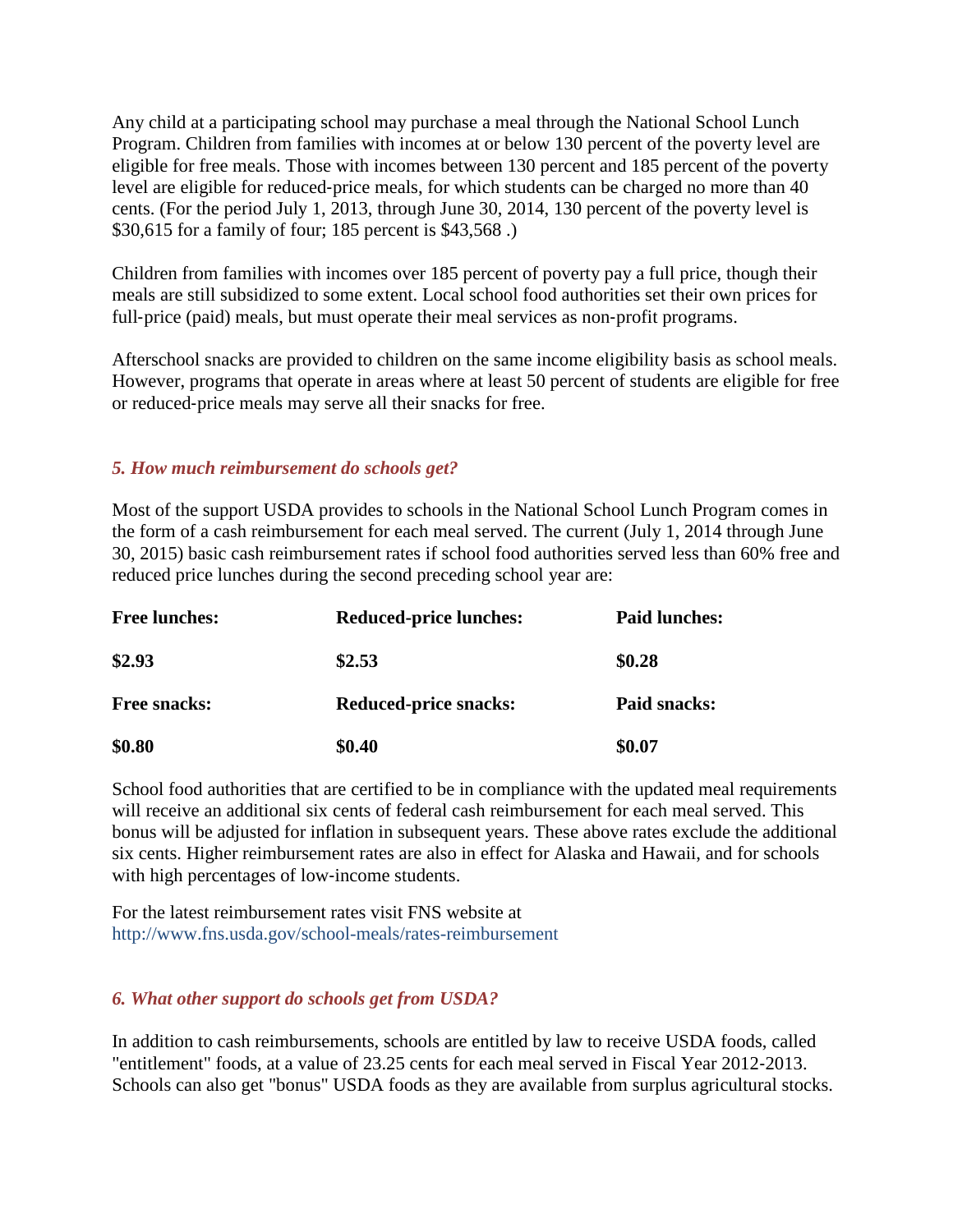Any child at a participating school may purchase a meal through the National School Lunch Program. Children from families with incomes at or below 130 percent of the poverty level are eligible for free meals. Those with incomes between 130 percent and 185 percent of the poverty level are eligible for reduced-price meals, for which students can be charged no more than 40 cents. (For the period July 1, 2013, through June 30, 2014, 130 percent of the poverty level is $30,615 for a family of four; 185 percent is $43,568 .)

Children from families with incomes over 185 percent of poverty pay a full price, though their meals are still subsidized to some extent. Local school food authorities set their own prices for full-price (paid) meals, but must operate their meal services as non-profit programs.

Afterschool snacks are provided to children on the same income eligibility basis as school meals. However, programs that operate in areas where at least 50 percent of students are eligible for free or reduced-price meals may serve all their snacks for free.

### *5. How much reimbursement do schools get?*

Most of the support USDA provides to schools in the National School Lunch Program comes in the form of a cash reimbursement for each meal served. The current (July 1, 2014 through June 30, 2015) basic cash reimbursement rates if school food authorities served less than 60% free and reduced price lunches during the second preceding school year are:

| **Free lunches:** | **Reduced-price lunches:** | **Paid lunches:** |
|---|---|---|
| **$2.93** | **$2.53** | **$0.28** |
| **Free snacks:** | **Reduced-price snacks:** | **Paid snacks:** |
| **$0.80** | **$0.40** | **$0.07** |

School food authorities that are certified to be in compliance with the updated meal requirements will receive an additional six cents of federal cash reimbursement for each meal served. This bonus will be adjusted for inflation in subsequent years. These above rates exclude the additional six cents. Higher reimbursement rates are also in effect for Alaska and Hawaii, and for schools with high percentages of low-income students.

For the latest reimbursement rates visit FNS website at
http://www.fns.usda.gov/school-meals/rates-reimbursement

### *6. What other support do schools get from USDA?*

In addition to cash reimbursements, schools are entitled by law to receive USDA foods, called "entitlement" foods, at a value of 23.25 cents for each meal served in Fiscal Year 2012-2013. Schools can also get "bonus" USDA foods as they are available from surplus agricultural stocks.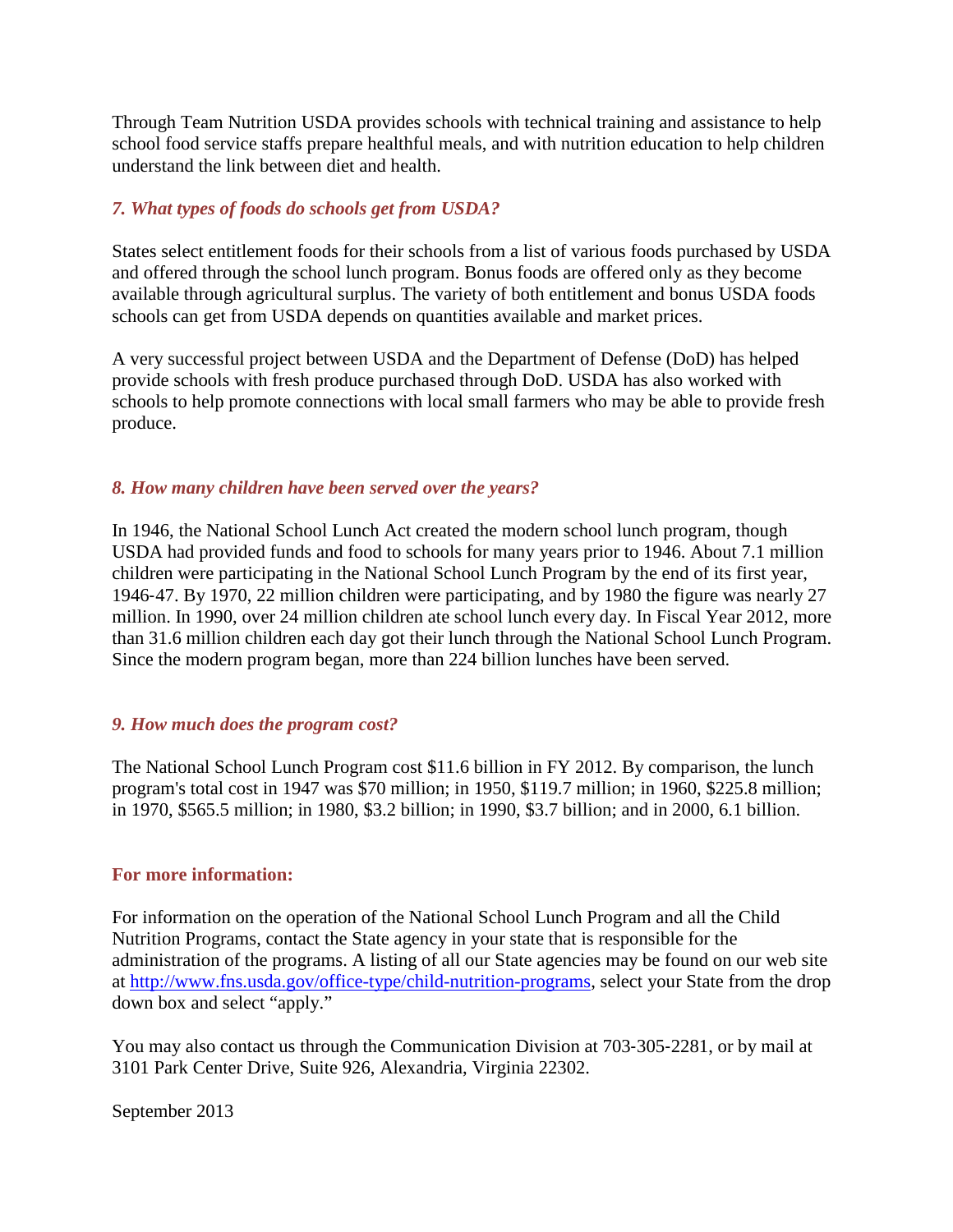Through Team Nutrition USDA provides schools with technical training and assistance to help school food service staffs prepare healthful meals, and with nutrition education to help children understand the link between diet and health.

### *7. What types of foods do schools get from USDA?*

States select entitlement foods for their schools from a list of various foods purchased by USDA and offered through the school lunch program. Bonus foods are offered only as they become available through agricultural surplus. The variety of both entitlement and bonus USDA foods schools can get from USDA depends on quantities available and market prices.

A very successful project between USDA and the Department of Defense (DoD) has helped provide schools with fresh produce purchased through DoD. USDA has also worked with schools to help promote connections with local small farmers who may be able to provide fresh produce.

### *8. How many children have been served over the years?*

In 1946, the National School Lunch Act created the modern school lunch program, though USDA had provided funds and food to schools for many years prior to 1946. About 7.1 million children were participating in the National School Lunch Program by the end of its first year, 1946-47. By 1970, 22 million children were participating, and by 1980 the figure was nearly 27 million. In 1990, over 24 million children ate school lunch every day. In Fiscal Year 2012, more than 31.6 million children each day got their lunch through the National School Lunch Program. Since the modern program began, more than 224 billion lunches have been served.

### *9. How much does the program cost?*

The National School Lunch Program cost $11.6 billion in FY 2012. By comparison, the lunch program's total cost in 1947 was $70 million; in 1950, $119.7 million; in 1960, $225.8 million; in 1970, $565.5 million; in 1980, $3.2 billion; in 1990, $3.7 billion; and in 2000, 6.1 billion.

### For more information:

For information on the operation of the National School Lunch Program and all the Child Nutrition Programs, contact the State agency in your state that is responsible for the administration of the programs. A listing of all our State agencies may be found on our web site at [http://www.fns.usda.gov/office-type/child-nutrition-programs](http://www.fns.usda.gov/office-type/child-nutrition-programs), select your State from the drop down box and select "apply."

You may also contact us through the Communication Division at 703-305-2281, or by mail at 3101 Park Center Drive, Suite 926, Alexandria, Virginia 22302.

September 2013